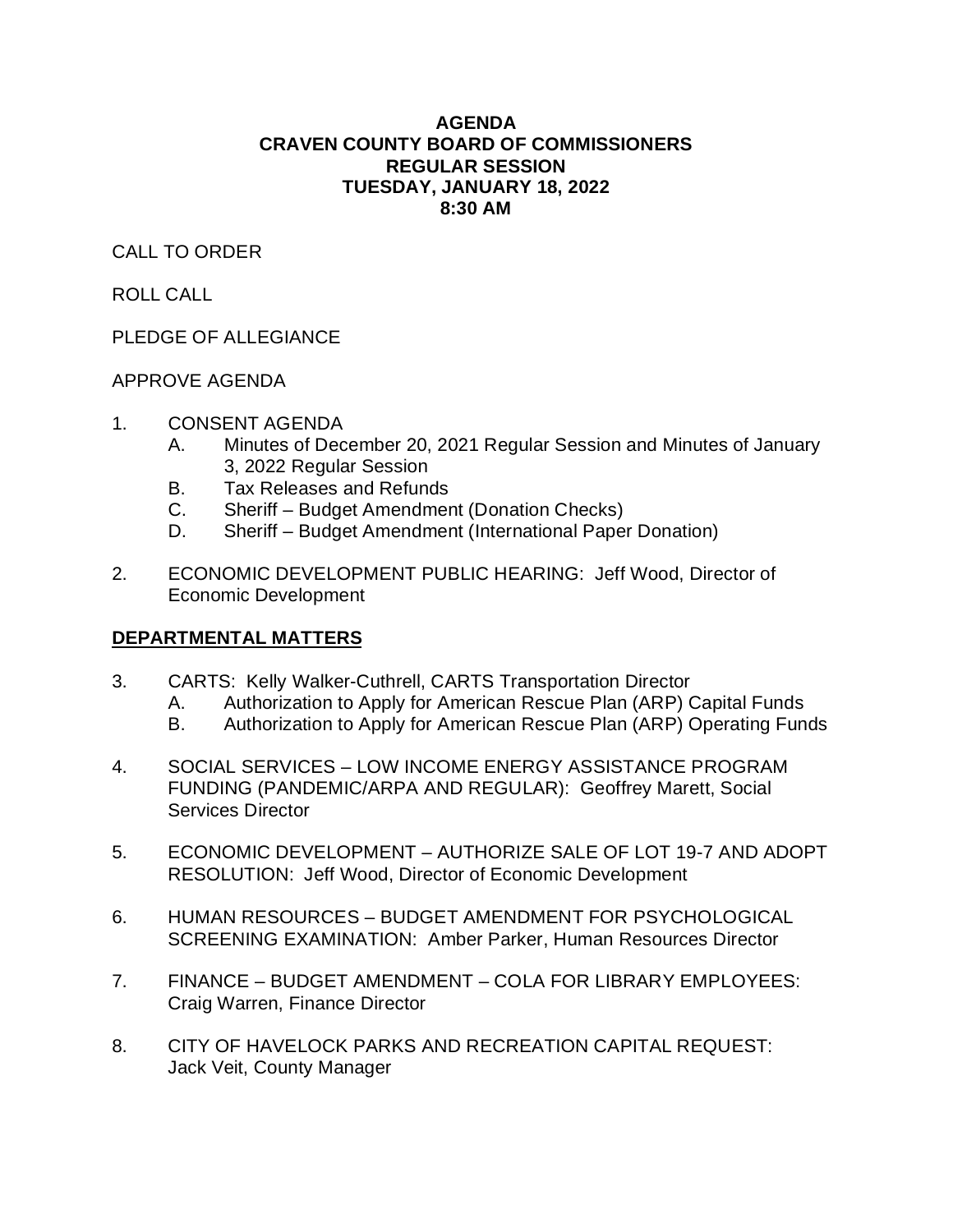# AGENDA
# CRAVEN COUNTY BOARD OF COMMISSIONERS
# REGULAR SESSION
# TUESDAY, JANUARY 18, 2022
# 8:30 AM

CALL TO ORDER

ROLL CALL

PLEDGE OF ALLEGIANCE

APPROVE AGENDA

1. CONSENT AGENDA
   - A. Minutes of December 20, 2021 Regular Session and Minutes of January 3, 2022 Regular Session
   - B. Tax Releases and Refunds
   - C. Sheriff – Budget Amendment (Donation Checks)
   - D. Sheriff – Budget Amendment (International Paper Donation)

2. ECONOMIC DEVELOPMENT PUBLIC HEARING: Jeff Wood, Director of Economic Development

## DEPARTMENTAL MATTERS

3. CARTS: Kelly Walker-Cuthrell, CARTS Transportation Director
   - A. Authorization to Apply for American Rescue Plan (ARP) Capital Funds
   - B. Authorization to Apply for American Rescue Plan (ARP) Operating Funds

4. SOCIAL SERVICES – LOW INCOME ENERGY ASSISTANCE PROGRAM FUNDING (PANDEMIC/ARPA AND REGULAR): Geoffrey Marett, Social Services Director

5. ECONOMIC DEVELOPMENT – AUTHORIZE SALE OF LOT 19-7 AND ADOPT RESOLUTION: Jeff Wood, Director of Economic Development

6. HUMAN RESOURCES – BUDGET AMENDMENT FOR PSYCHOLOGICAL SCREENING EXAMINATION: Amber Parker, Human Resources Director

7. FINANCE – BUDGET AMENDMENT – COLA FOR LIBRARY EMPLOYEES: Craig Warren, Finance Director

8. CITY OF HAVELOCK PARKS AND RECREATION CAPITAL REQUEST: Jack Veit, County Manager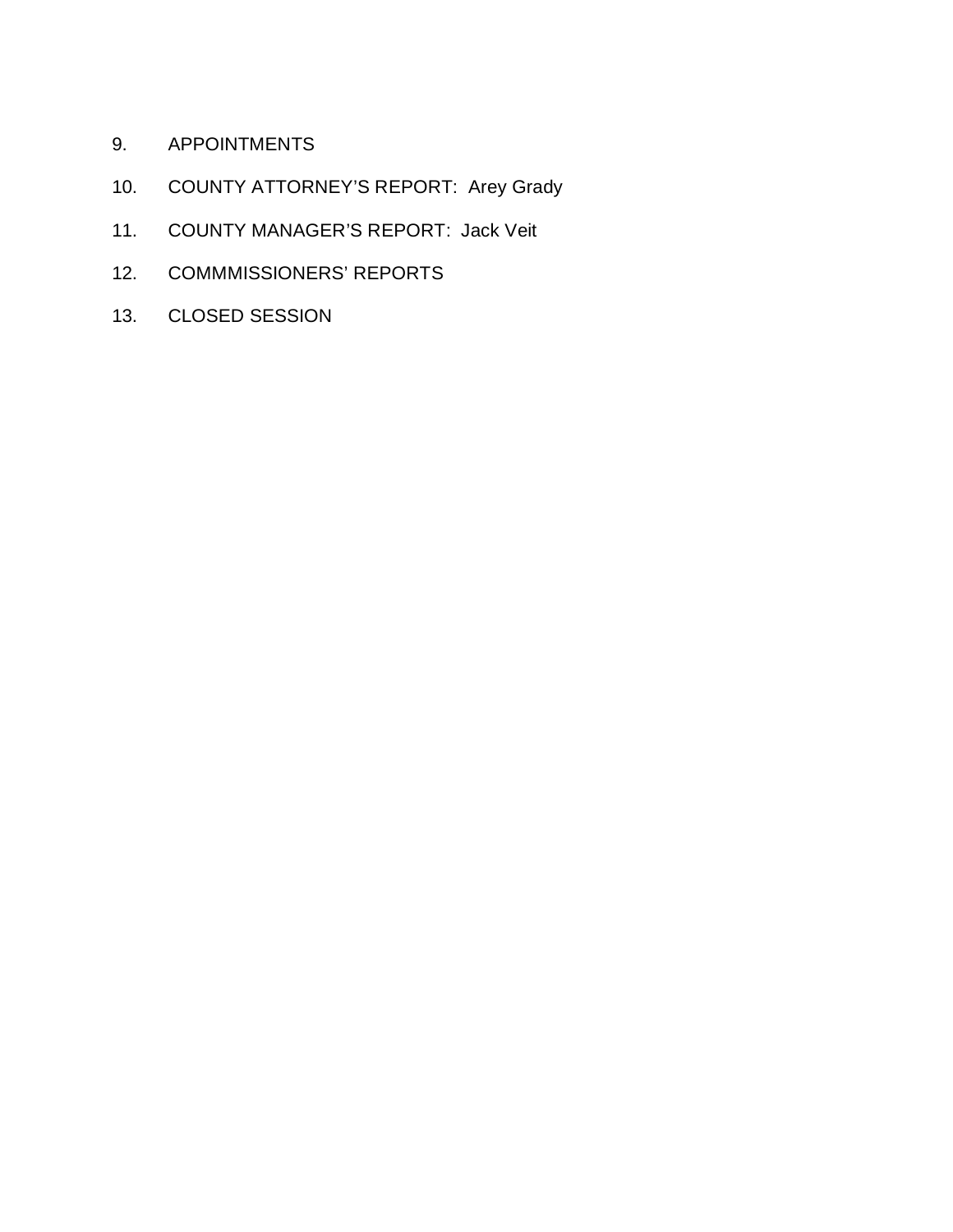9. APPOINTMENTS

10. COUNTY ATTORNEY'S REPORT: Arey Grady

11. COUNTY MANAGER'S REPORT: Jack Veit

12. COMMMISSIONERS' REPORTS

13. CLOSED SESSION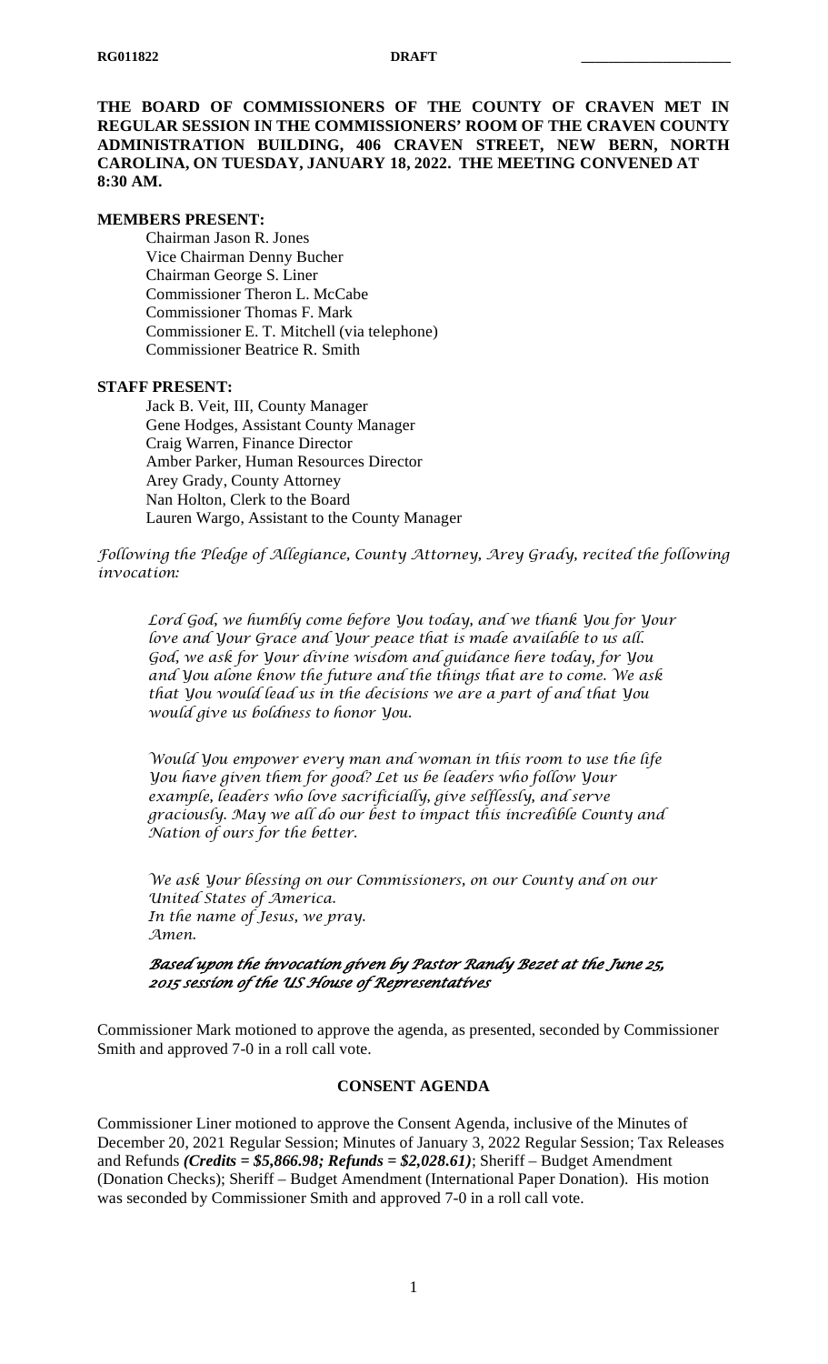**THE BOARD OF COMMISSIONERS OF THE COUNTY OF CRAVEN MET IN REGULAR SESSION IN THE COMMISSIONERS' ROOM OF THE CRAVEN COUNTY ADMINISTRATION BUILDING, 406 CRAVEN STREET, NEW BERN, NORTH CAROLINA, ON TUESDAY, JANUARY 18, 2022. THE MEETING CONVENED AT 8:30 AM.**

**MEMBERS PRESENT:**

Chairman Jason R. Jones
Vice Chairman Denny Bucher
Chairman George S. Liner
Commissioner Theron L. McCabe
Commissioner Thomas F. Mark
Commissioner E. T. Mitchell (via telephone)
Commissioner Beatrice R. Smith

**STAFF PRESENT:**

Jack B. Veit, III, County Manager
Gene Hodges, Assistant County Manager
Craig Warren, Finance Director
Amber Parker, Human Resources Director
Arey Grady, County Attorney
Nan Holton, Clerk to the Board
Lauren Wargo, Assistant to the County Manager

*Following the Pledge of Allegiance, County Attorney, Arey Grady, recited the following invocation:*

> *Lord God, we humbly come before You today, and we thank You for Your love and Your Grace and Your peace that is made available to us all. God, we ask for Your divine wisdom and guidance here today, for You and You alone know the future and the things that are to come. We ask that You would lead us in the decisions we are a part of and that You would give us boldness to honor You.*
>
> *Would You empower every man and woman in this room to use the life You have given them for good? Let us be leaders who follow Your example, leaders who love sacrificially, give selflessly, and serve graciously. May we all do our best to impact this incredible County and Nation of ours for the better.*
>
> *We ask Your blessing on our Commissioners, on our County and on our United States of America.*
> *In the name of Jesus, we pray.*
> *Amen.*
>
> ***Based upon the invocation given by Pastor Randy Bezet at the June 25, 2015 session of the US House of Representatives***

Commissioner Mark motioned to approve the agenda, as presented, seconded by Commissioner Smith and approved 7-0 in a roll call vote.

**CONSENT AGENDA**

Commissioner Liner motioned to approve the Consent Agenda, inclusive of the Minutes of December 20, 2021 Regular Session; Minutes of January 3, 2022 Regular Session; Tax Releases and Refunds ***(Credits = $5,866.98; Refunds = $2,028.61)***; Sheriff – Budget Amendment (Donation Checks); Sheriff – Budget Amendment (International Paper Donation). His motion was seconded by Commissioner Smith and approved 7-0 in a roll call vote.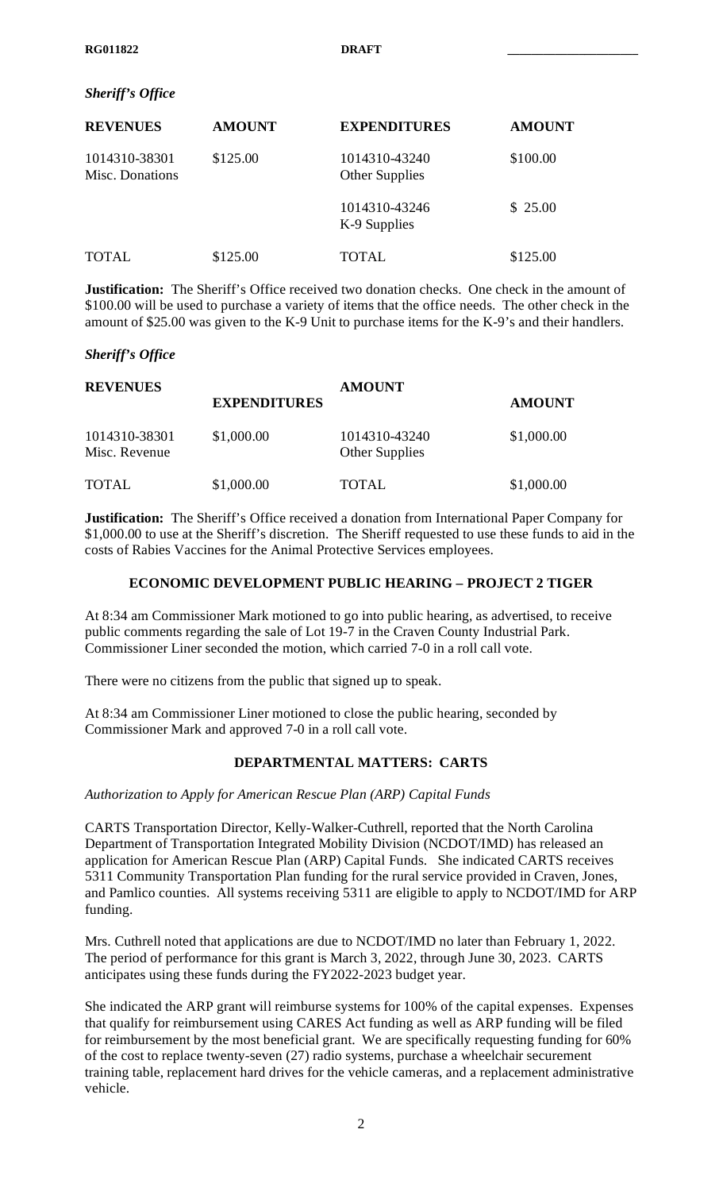*Sheriff's Office*

| REVENUES | AMOUNT | EXPENDITURES | AMOUNT |
|---|---|---|---|
| 1014310-38301 Misc. Donations | $125.00 | 1014310-43240 Other Supplies | $100.00 |
| | | 1014310-43246 K-9 Supplies | $ 25.00 |
| TOTAL | $125.00 | TOTAL | $125.00 |

**Justification:** The Sheriff's Office received two donation checks. One check in the amount of $100.00 will be used to purchase a variety of items that the office needs. The other check in the amount of $25.00 was given to the K-9 Unit to purchase items for the K-9's and their handlers.

*Sheriff's Office*

| REVENUES | EXPENDITURES | AMOUNT | AMOUNT |
|---|---|---|---|
| 1014310-38301 Misc. Revenue | $1,000.00 | 1014310-43240 Other Supplies | $1,000.00 |
| TOTAL | $1,000.00 | TOTAL | $1,000.00 |

**Justification:** The Sheriff's Office received a donation from International Paper Company for $1,000.00 to use at the Sheriff's discretion. The Sheriff requested to use these funds to aid in the costs of Rabies Vaccines for the Animal Protective Services employees.

## ECONOMIC DEVELOPMENT PUBLIC HEARING – PROJECT 2 TIGER

At 8:34 am Commissioner Mark motioned to go into public hearing, as advertised, to receive public comments regarding the sale of Lot 19-7 in the Craven County Industrial Park. Commissioner Liner seconded the motion, which carried 7-0 in a roll call vote.

There were no citizens from the public that signed up to speak.

At 8:34 am Commissioner Liner motioned to close the public hearing, seconded by Commissioner Mark and approved 7-0 in a roll call vote.

## DEPARTMENTAL MATTERS: CARTS

*Authorization to Apply for American Rescue Plan (ARP) Capital Funds*

CARTS Transportation Director, Kelly-Walker-Cuthrell, reported that the North Carolina Department of Transportation Integrated Mobility Division (NCDOT/IMD) has released an application for American Rescue Plan (ARP) Capital Funds. She indicated CARTS receives 5311 Community Transportation Plan funding for the rural service provided in Craven, Jones, and Pamlico counties. All systems receiving 5311 are eligible to apply to NCDOT/IMD for ARP funding.

Mrs. Cuthrell noted that applications are due to NCDOT/IMD no later than February 1, 2022. The period of performance for this grant is March 3, 2022, through June 30, 2023. CARTS anticipates using these funds during the FY2022-2023 budget year.

She indicated the ARP grant will reimburse systems for 100% of the capital expenses. Expenses that qualify for reimbursement using CARES Act funding as well as ARP funding will be filed for reimbursement by the most beneficial grant. We are specifically requesting funding for 60% of the cost to replace twenty-seven (27) radio systems, purchase a wheelchair securement training table, replacement hard drives for the vehicle cameras, and a replacement administrative vehicle.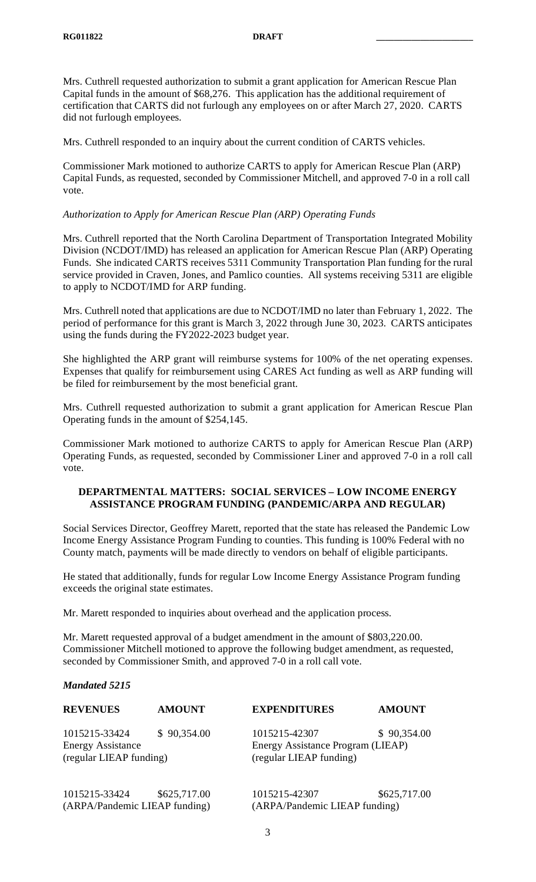Mrs. Cuthrell requested authorization to submit a grant application for American Rescue Plan Capital funds in the amount of $68,276. This application has the additional requirement of certification that CARTS did not furlough any employees on or after March 27, 2020. CARTS did not furlough employees.

Mrs. Cuthrell responded to an inquiry about the current condition of CARTS vehicles.

Commissioner Mark motioned to authorize CARTS to apply for American Rescue Plan (ARP) Capital Funds, as requested, seconded by Commissioner Mitchell, and approved 7-0 in a roll call vote.

*Authorization to Apply for American Rescue Plan (ARP) Operating Funds*

Mrs. Cuthrell reported that the North Carolina Department of Transportation Integrated Mobility Division (NCDOT/IMD) has released an application for American Rescue Plan (ARP) Operating Funds. She indicated CARTS receives 5311 Community Transportation Plan funding for the rural service provided in Craven, Jones, and Pamlico counties. All systems receiving 5311 are eligible to apply to NCDOT/IMD for ARP funding.

Mrs. Cuthrell noted that applications are due to NCDOT/IMD no later than February 1, 2022. The period of performance for this grant is March 3, 2022 through June 30, 2023. CARTS anticipates using the funds during the FY2022-2023 budget year.

She highlighted the ARP grant will reimburse systems for 100% of the net operating expenses. Expenses that qualify for reimbursement using CARES Act funding as well as ARP funding will be filed for reimbursement by the most beneficial grant.

Mrs. Cuthrell requested authorization to submit a grant application for American Rescue Plan Operating funds in the amount of $254,145.

Commissioner Mark motioned to authorize CARTS to apply for American Rescue Plan (ARP) Operating Funds, as requested, seconded by Commissioner Liner and approved 7-0 in a roll call vote.

## DEPARTMENTAL MATTERS: SOCIAL SERVICES – LOW INCOME ENERGY ASSISTANCE PROGRAM FUNDING (PANDEMIC/ARPA AND REGULAR)

Social Services Director, Geoffrey Marett, reported that the state has released the Pandemic Low Income Energy Assistance Program Funding to counties. This funding is 100% Federal with no County match, payments will be made directly to vendors on behalf of eligible participants.

He stated that additionally, funds for regular Low Income Energy Assistance Program funding exceeds the original state estimates.

Mr. Marett responded to inquiries about overhead and the application process.

Mr. Marett requested approval of a budget amendment in the amount of $803,220.00. Commissioner Mitchell motioned to approve the following budget amendment, as requested, seconded by Commissioner Smith, and approved 7-0 in a roll call vote.

***Mandated 5215***

| REVENUES | AMOUNT | EXPENDITURES | AMOUNT |
|---|---|---|---|
| 1015215-33424 Energy Assistance (regular LIEAP funding) | $ 90,354.00 | 1015215-42307 Energy Assistance Program (LIEAP) (regular LIEAP funding) | $ 90,354.00 |
| 1015215-33424 (ARPA/Pandemic LIEAP funding) | $625,717.00 | 1015215-42307 (ARPA/Pandemic LIEAP funding) | $625,717.00 |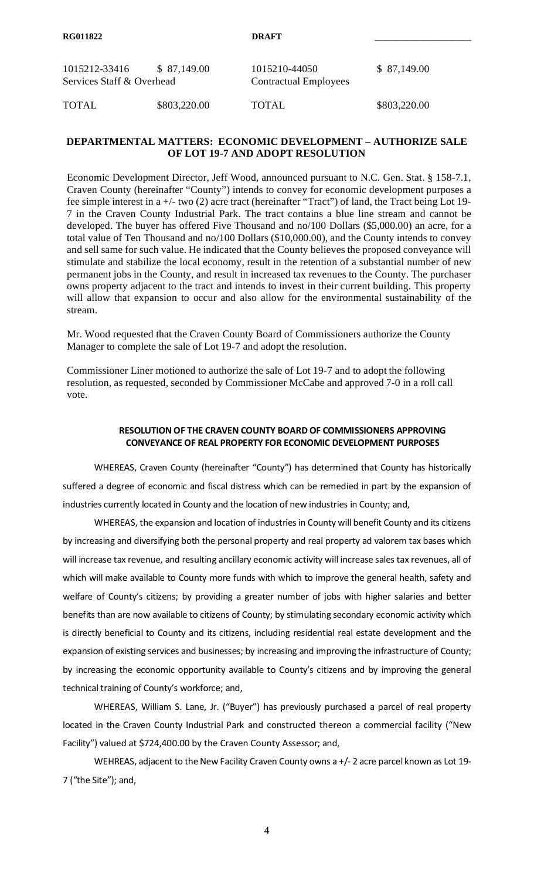| 1015212-33416 | $ 87,149.00 | 1015210-44050 | $ 87,149.00 |
|---|---|---|---|
| Services Staff & Overhead | | Contractual Employees | |
| TOTAL | $803,220.00 | TOTAL | $803,220.00 |

## DEPARTMENTAL MATTERS: ECONOMIC DEVELOPMENT – AUTHORIZE SALE OF LOT 19-7 AND ADOPT RESOLUTION

Economic Development Director, Jeff Wood, announced pursuant to N.C. Gen. Stat. § 158-7.1, Craven County (hereinafter "County") intends to convey for economic development purposes a fee simple interest in a +/- two (2) acre tract (hereinafter "Tract") of land, the Tract being Lot 19-7 in the Craven County Industrial Park. The tract contains a blue line stream and cannot be developed. The buyer has offered Five Thousand and no/100 Dollars ($5,000.00) an acre, for a total value of Ten Thousand and no/100 Dollars ($10,000.00), and the County intends to convey and sell same for such value. He indicated that the County believes the proposed conveyance will stimulate and stabilize the local economy, result in the retention of a substantial number of new permanent jobs in the County, and result in increased tax revenues to the County. The purchaser owns property adjacent to the tract and intends to invest in their current building. This property will allow that expansion to occur and also allow for the environmental sustainability of the stream.

Mr. Wood requested that the Craven County Board of Commissioners authorize the County Manager to complete the sale of Lot 19-7 and adopt the resolution.

Commissioner Liner motioned to authorize the sale of Lot 19-7 and to adopt the following resolution, as requested, seconded by Commissioner McCabe and approved 7-0 in a roll call vote.

### RESOLUTION OF THE CRAVEN COUNTY BOARD OF COMMISSIONERS APPROVING CONVEYANCE OF REAL PROPERTY FOR ECONOMIC DEVELOPMENT PURPOSES

WHEREAS, Craven County (hereinafter "County") has determined that County has historically suffered a degree of economic and fiscal distress which can be remedied in part by the expansion of industries currently located in County and the location of new industries in County; and,

WHEREAS, the expansion and location of industries in County will benefit County and its citizens by increasing and diversifying both the personal property and real property ad valorem tax bases which will increase tax revenue, and resulting ancillary economic activity will increase sales tax revenues, all of which will make available to County more funds with which to improve the general health, safety and welfare of County's citizens; by providing a greater number of jobs with higher salaries and better benefits than are now available to citizens of County; by stimulating secondary economic activity which is directly beneficial to County and its citizens, including residential real estate development and the expansion of existing services and businesses; by increasing and improving the infrastructure of County; by increasing the economic opportunity available to County's citizens and by improving the general technical training of County's workforce; and,

WHEREAS, William S. Lane, Jr. ("Buyer") has previously purchased a parcel of real property located in the Craven County Industrial Park and constructed thereon a commercial facility ("New Facility") valued at $724,400.00 by the Craven County Assessor; and,

WEHREAS, adjacent to the New Facility Craven County owns a +/- 2 acre parcel known as Lot 19-7 ("the Site"); and,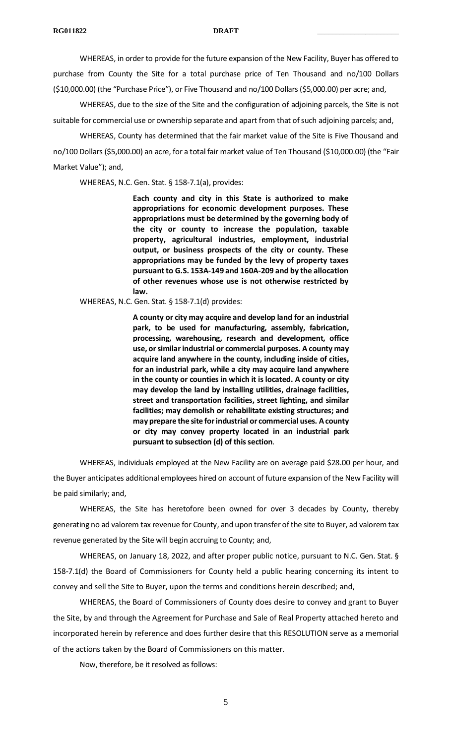WHEREAS, in order to provide for the future expansion of the New Facility, Buyer has offered to purchase from County the Site for a total purchase price of Ten Thousand and no/100 Dollars ($10,000.00) (the "Purchase Price"), or Five Thousand and no/100 Dollars ($5,000.00) per acre; and,

WHEREAS, due to the size of the Site and the configuration of adjoining parcels, the Site is not suitable for commercial use or ownership separate and apart from that of such adjoining parcels; and,

WHEREAS, County has determined that the fair market value of the Site is Five Thousand and no/100 Dollars ($5,000.00) an acre, for a total fair market value of Ten Thousand ($10,000.00) (the "Fair Market Value"); and,

WHEREAS, N.C. Gen. Stat. § 158-7.1(a), provides:

> **Each county and city in this State is authorized to make appropriations for economic development purposes. These appropriations must be determined by the governing body of the city or county to increase the population, taxable property, agricultural industries, employment, industrial output, or business prospects of the city or county. These appropriations may be funded by the levy of property taxes pursuant to G.S. 153A-149 and 160A-209 and by the allocation of other revenues whose use is not otherwise restricted by law.**

WHEREAS, N.C. Gen. Stat. § 158-7.1(d) provides:

> **A county or city may acquire and develop land for an industrial park, to be used for manufacturing, assembly, fabrication, processing, warehousing, research and development, office use, or similar industrial or commercial purposes. A county may acquire land anywhere in the county, including inside of cities, for an industrial park, while a city may acquire land anywhere in the county or counties in which it is located. A county or city may develop the land by installing utilities, drainage facilities, street and transportation facilities, street lighting, and similar facilities; may demolish or rehabilitate existing structures; and may prepare the site for industrial or commercial uses. A county or city may convey property located in an industrial park pursuant to subsection (d) of this section**.

WHEREAS, individuals employed at the New Facility are on average paid $28.00 per hour, and the Buyer anticipates additional employees hired on account of future expansion of the New Facility will be paid similarly; and,

WHEREAS, the Site has heretofore been owned for over 3 decades by County, thereby generating no ad valorem tax revenue for County, and upon transfer of the site to Buyer, ad valorem tax revenue generated by the Site will begin accruing to County; and,

WHEREAS, on January 18, 2022, and after proper public notice, pursuant to N.C. Gen. Stat. § 158-7.1(d) the Board of Commissioners for County held a public hearing concerning its intent to convey and sell the Site to Buyer, upon the terms and conditions herein described; and,

WHEREAS, the Board of Commissioners of County does desire to convey and grant to Buyer the Site, by and through the Agreement for Purchase and Sale of Real Property attached hereto and incorporated herein by reference and does further desire that this RESOLUTION serve as a memorial of the actions taken by the Board of Commissioners on this matter.

Now, therefore, be it resolved as follows: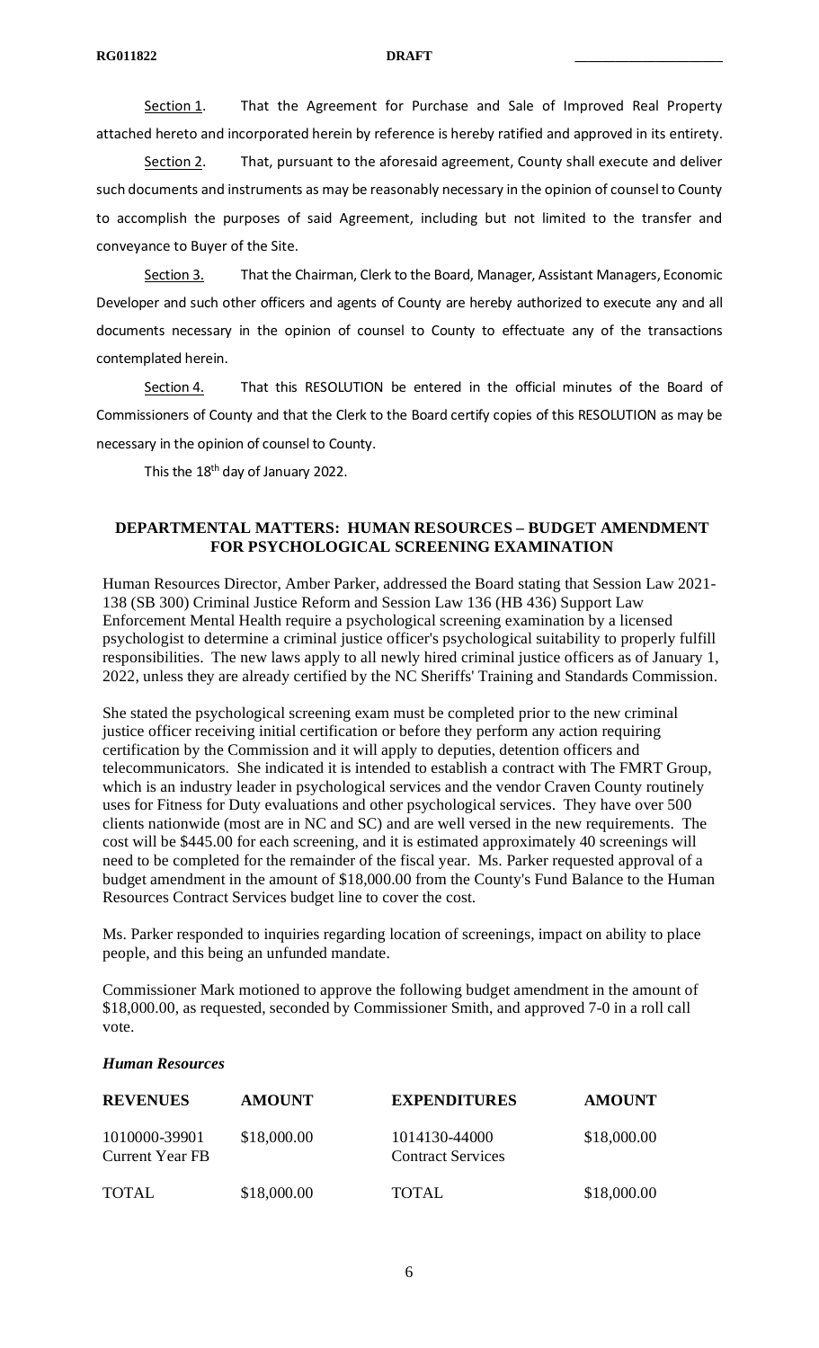<u>Section 1</u>. That the Agreement for Purchase and Sale of Improved Real Property attached hereto and incorporated herein by reference is hereby ratified and approved in its entirety.

<u>Section 2</u>. That, pursuant to the aforesaid agreement, County shall execute and deliver such documents and instruments as may be reasonably necessary in the opinion of counsel to County to accomplish the purposes of said Agreement, including but not limited to the transfer and conveyance to Buyer of the Site.

<u>Section 3.</u> That the Chairman, Clerk to the Board, Manager, Assistant Managers, Economic Developer and such other officers and agents of County are hereby authorized to execute any and all documents necessary in the opinion of counsel to County to effectuate any of the transactions contemplated herein.

<u>Section 4.</u> That this RESOLUTION be entered in the official minutes of the Board of Commissioners of County and that the Clerk to the Board certify copies of this RESOLUTION as may be necessary in the opinion of counsel to County.

This the 18th day of January 2022.

## DEPARTMENTAL MATTERS: HUMAN RESOURCES – BUDGET AMENDMENT FOR PSYCHOLOGICAL SCREENING EXAMINATION

Human Resources Director, Amber Parker, addressed the Board stating that Session Law 2021-138 (SB 300) Criminal Justice Reform and Session Law 136 (HB 436) Support Law Enforcement Mental Health require a psychological screening examination by a licensed psychologist to determine a criminal justice officer's psychological suitability to properly fulfill responsibilities. The new laws apply to all newly hired criminal justice officers as of January 1, 2022, unless they are already certified by the NC Sheriffs' Training and Standards Commission.

She stated the psychological screening exam must be completed prior to the new criminal justice officer receiving initial certification or before they perform any action requiring certification by the Commission and it will apply to deputies, detention officers and telecommunicators. She indicated it is intended to establish a contract with The FMRT Group, which is an industry leader in psychological services and the vendor Craven County routinely uses for Fitness for Duty evaluations and other psychological services. They have over 500 clients nationwide (most are in NC and SC) and are well versed in the new requirements. The cost will be $445.00 for each screening, and it is estimated approximately 40 screenings will need to be completed for the remainder of the fiscal year. Ms. Parker requested approval of a budget amendment in the amount of $18,000.00 from the County's Fund Balance to the Human Resources Contract Services budget line to cover the cost.

Ms. Parker responded to inquiries regarding location of screenings, impact on ability to place people, and this being an unfunded mandate.

Commissioner Mark motioned to approve the following budget amendment in the amount of $18,000.00, as requested, seconded by Commissioner Smith, and approved 7-0 in a roll call vote.

***Human Resources***

| REVENUES | AMOUNT | EXPENDITURES | AMOUNT |
|---|---|---|---|
| 1010000-39901 Current Year FB | $18,000.00 | 1014130-44000 Contract Services | $18,000.00 |
| TOTAL | $18,000.00 | TOTAL | $18,000.00 |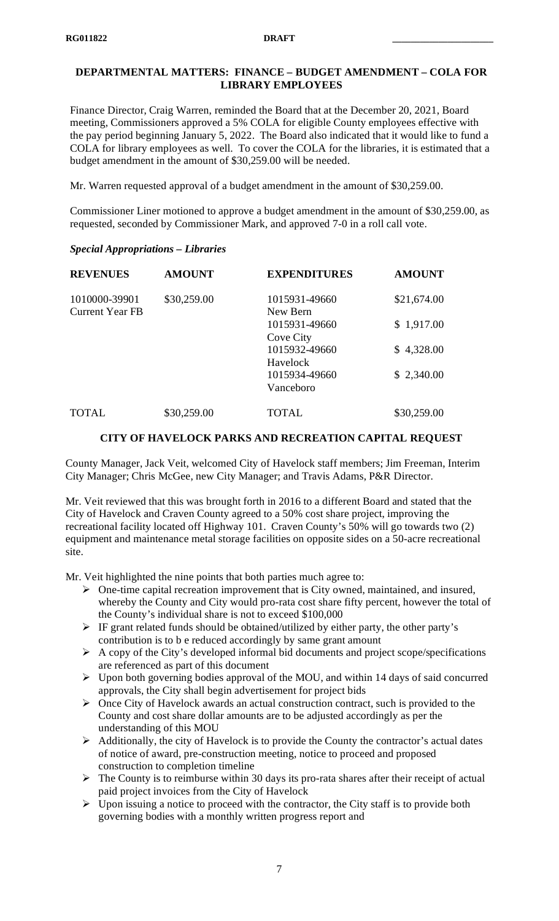## DEPARTMENTAL MATTERS: FINANCE – BUDGET AMENDMENT – COLA FOR LIBRARY EMPLOYEES

Finance Director, Craig Warren, reminded the Board that at the December 20, 2021, Board meeting, Commissioners approved a 5% COLA for eligible County employees effective with the pay period beginning January 5, 2022. The Board also indicated that it would like to fund a COLA for library employees as well. To cover the COLA for the libraries, it is estimated that a budget amendment in the amount of $30,259.00 will be needed.

Mr. Warren requested approval of a budget amendment in the amount of $30,259.00.

Commissioner Liner motioned to approve a budget amendment in the amount of $30,259.00, as requested, seconded by Commissioner Mark, and approved 7-0 in a roll call vote.

***Special Appropriations – Libraries***

| REVENUES | AMOUNT | EXPENDITURES | AMOUNT |
|---|---|---|---|
| 1010000-39901 Current Year FB | $30,259.00 | 1015931-49660 New Bern | $21,674.00 |
| | | 1015931-49660 Cove City | $ 1,917.00 |
| | | 1015932-49660 Havelock | $ 4,328.00 |
| | | 1015934-49660 Vanceboro | $ 2,340.00 |
| TOTAL | $30,259.00 | TOTAL | $30,259.00 |

## CITY OF HAVELOCK PARKS AND RECREATION CAPITAL REQUEST

County Manager, Jack Veit, welcomed City of Havelock staff members; Jim Freeman, Interim City Manager; Chris McGee, new City Manager; and Travis Adams, P&R Director.

Mr. Veit reviewed that this was brought forth in 2016 to a different Board and stated that the City of Havelock and Craven County agreed to a 50% cost share project, improving the recreational facility located off Highway 101. Craven County's 50% will go towards two (2) equipment and maintenance metal storage facilities on opposite sides on a 50-acre recreational site.

Mr. Veit highlighted the nine points that both parties much agree to:

- One-time capital recreation improvement that is City owned, maintained, and insured, whereby the County and City would pro-rata cost share fifty percent, however the total of the County's individual share is not to exceed $100,000
- IF grant related funds should be obtained/utilized by either party, the other party's contribution is to b e reduced accordingly by same grant amount
- A copy of the City's developed informal bid documents and project scope/specifications are referenced as part of this document
- Upon both governing bodies approval of the MOU, and within 14 days of said concurred approvals, the City shall begin advertisement for project bids
- Once City of Havelock awards an actual construction contract, such is provided to the County and cost share dollar amounts are to be adjusted accordingly as per the understanding of this MOU
- Additionally, the city of Havelock is to provide the County the contractor's actual dates of notice of award, pre-construction meeting, notice to proceed and proposed construction to completion timeline
- The County is to reimburse within 30 days its pro-rata shares after their receipt of actual paid project invoices from the City of Havelock
- Upon issuing a notice to proceed with the contractor, the City staff is to provide both governing bodies with a monthly written progress report and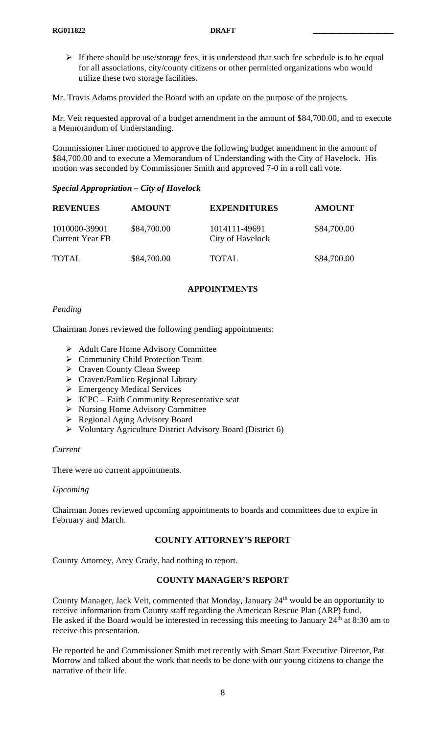- If there should be use/storage fees, it is understood that such fee schedule is to be equal for all associations, city/county citizens or other permitted organizations who would utilize these two storage facilities.

Mr. Travis Adams provided the Board with an update on the purpose of the projects.

Mr. Veit requested approval of a budget amendment in the amount of $84,700.00, and to execute a Memorandum of Understanding.

Commissioner Liner motioned to approve the following budget amendment in the amount of $84,700.00 and to execute a Memorandum of Understanding with the City of Havelock. His motion was seconded by Commissioner Smith and approved 7-0 in a roll call vote.

***Special Appropriation – City of Havelock***

| REVENUES | AMOUNT | EXPENDITURES | AMOUNT |
|---|---|---|---|
| 1010000-39901 Current Year FB | $84,700.00 | 1014111-49691 City of Havelock | $84,700.00 |
| TOTAL | $84,700.00 | TOTAL | $84,700.00 |

## APPOINTMENTS

*Pending*

Chairman Jones reviewed the following pending appointments:

- Adult Care Home Advisory Committee
- Community Child Protection Team
- Craven County Clean Sweep
- Craven/Pamlico Regional Library
- Emergency Medical Services
- JCPC – Faith Community Representative seat
- Nursing Home Advisory Committee
- Regional Aging Advisory Board
- Voluntary Agriculture District Advisory Board (District 6)

*Current*

There were no current appointments.

*Upcoming*

Chairman Jones reviewed upcoming appointments to boards and committees due to expire in February and March.

## COUNTY ATTORNEY'S REPORT

County Attorney, Arey Grady, had nothing to report.

## COUNTY MANAGER'S REPORT

County Manager, Jack Veit, commented that Monday, January 24th would be an opportunity to receive information from County staff regarding the American Rescue Plan (ARP) fund. He asked if the Board would be interested in recessing this meeting to January 24th at 8:30 am to receive this presentation.

He reported he and Commissioner Smith met recently with Smart Start Executive Director, Pat Morrow and talked about the work that needs to be done with our young citizens to change the narrative of their life.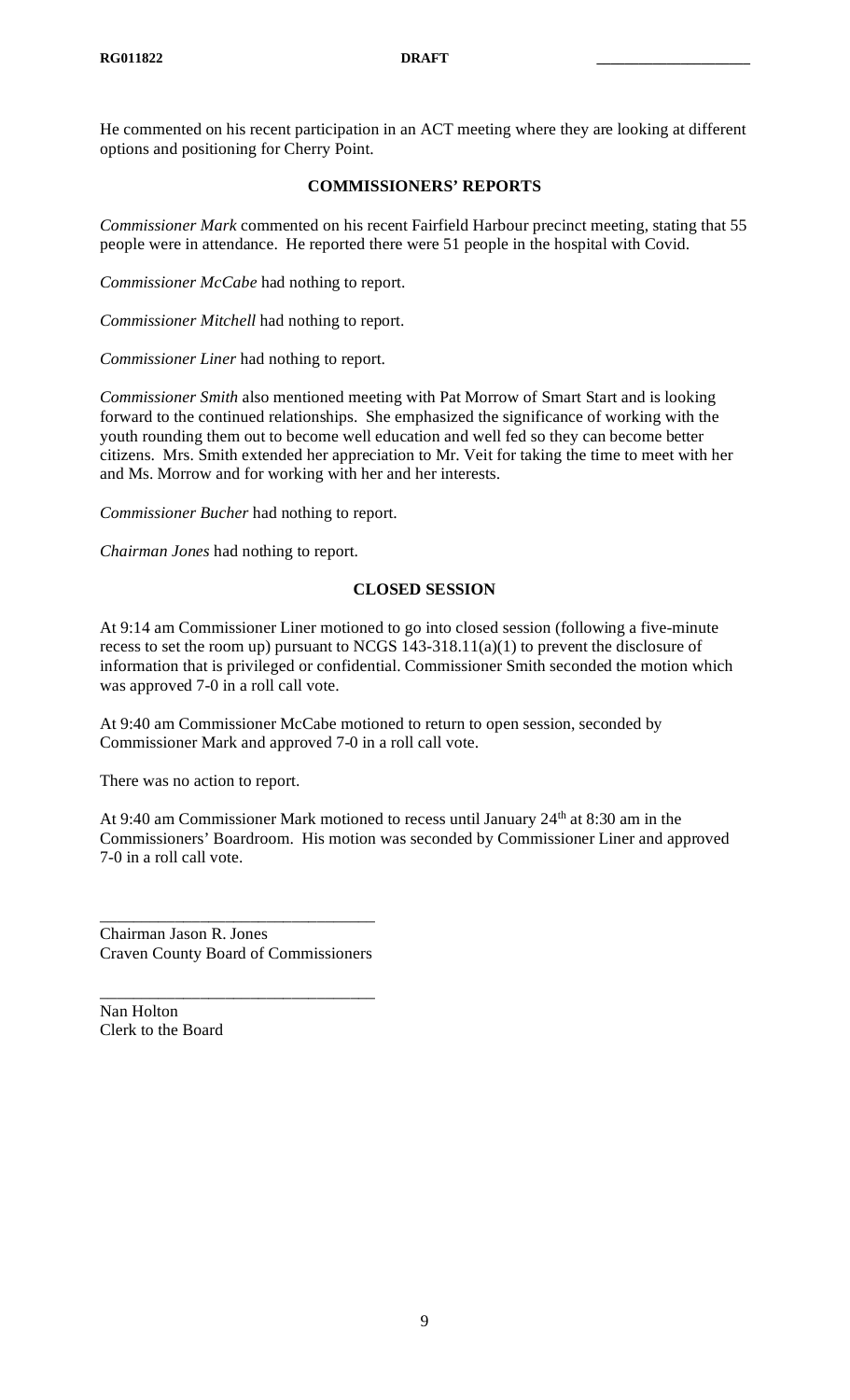He commented on his recent participation in an ACT meeting where they are looking at different options and positioning for Cherry Point.

## COMMISSIONERS' REPORTS

*Commissioner Mark* commented on his recent Fairfield Harbour precinct meeting, stating that 55 people were in attendance. He reported there were 51 people in the hospital with Covid.

*Commissioner McCabe* had nothing to report.

*Commissioner Mitchell* had nothing to report.

*Commissioner Liner* had nothing to report.

*Commissioner Smith* also mentioned meeting with Pat Morrow of Smart Start and is looking forward to the continued relationships. She emphasized the significance of working with the youth rounding them out to become well education and well fed so they can become better citizens. Mrs. Smith extended her appreciation to Mr. Veit for taking the time to meet with her and Ms. Morrow and for working with her and her interests.

*Commissioner Bucher* had nothing to report.

*Chairman Jones* had nothing to report.

## CLOSED SESSION

At 9:14 am Commissioner Liner motioned to go into closed session (following a five-minute recess to set the room up) pursuant to NCGS 143-318.11(a)(1) to prevent the disclosure of information that is privileged or confidential. Commissioner Smith seconded the motion which was approved 7-0 in a roll call vote.

At 9:40 am Commissioner McCabe motioned to return to open session, seconded by Commissioner Mark and approved 7-0 in a roll call vote.

There was no action to report.

At 9:40 am Commissioner Mark motioned to recess until January 24th at 8:30 am in the Commissioners' Boardroom. His motion was seconded by Commissioner Liner and approved 7-0 in a roll call vote.

\_\_\_\_\_\_\_\_\_\_\_\_\_\_\_\_\_\_\_\_\_\_\_\_\_\_\_\_\_\_\_\_

Chairman Jason R. Jones
Craven County Board of Commissioners

\_\_\_\_\_\_\_\_\_\_\_\_\_\_\_\_\_\_\_\_\_\_\_\_\_\_\_\_\_\_\_\_

Nan Holton
Clerk to the Board